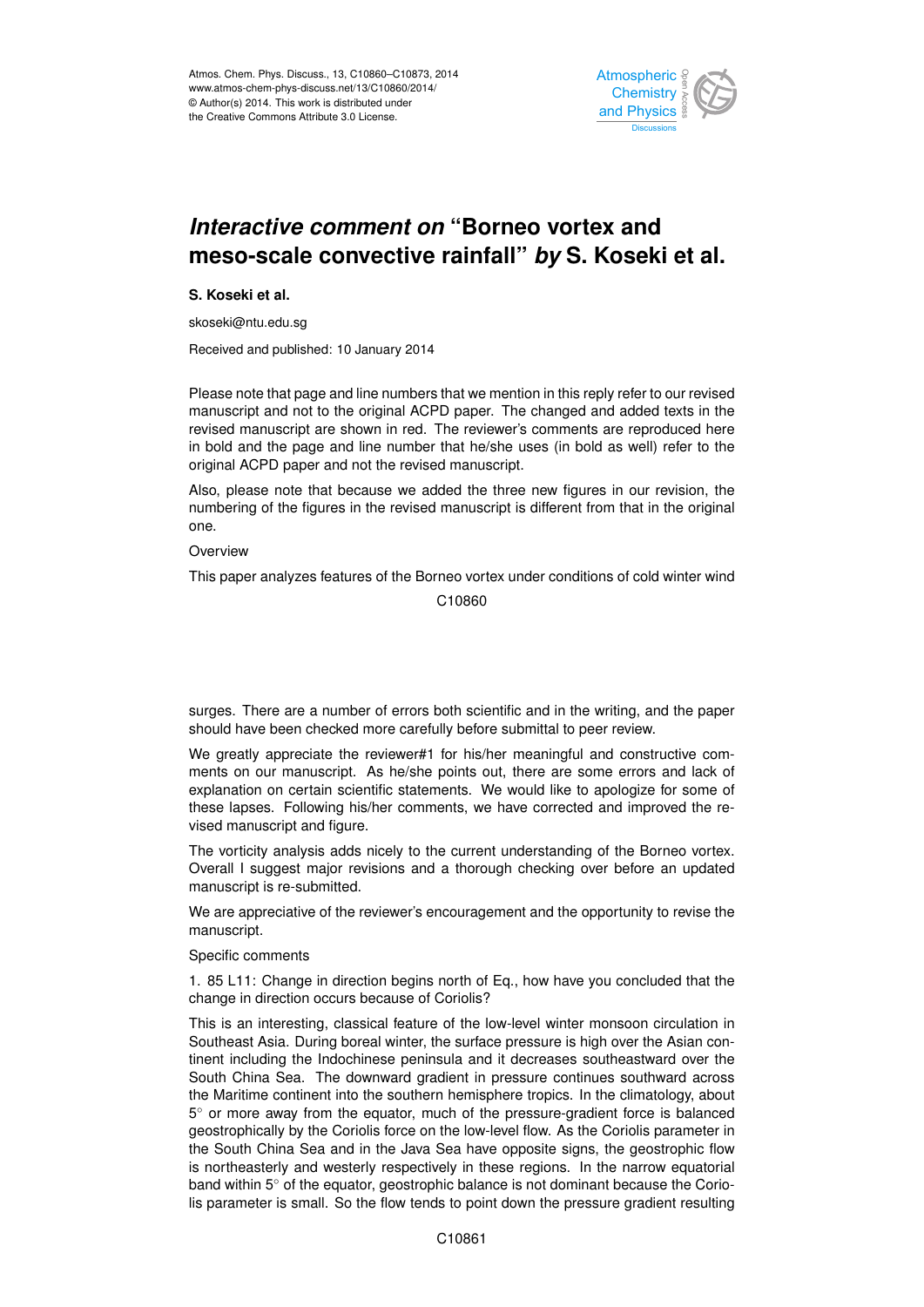Atmos. Chem. Phys. Discuss., 13, C10860–C10873, 2014
www.atmos-chem-phys-discuss.net/13/C10860/2014/
© Author(s) 2014. This work is distributed under the Creative Commons Attribute 3.0 License.

# *Interactive comment on* "Borneo vortex and meso-scale convective rainfall" *by* S. Koseki et al.

**S. Koseki et al.**

skoseki@ntu.edu.sg

Received and published: 10 January 2014

Please note that page and line numbers that we mention in this reply refer to our revised manuscript and not to the original ACPD paper. The changed and added texts in the revised manuscript are shown in red. The reviewer's comments are reproduced here in bold and the page and line number that he/she uses (in bold as well) refer to the original ACPD paper and not the revised manuscript.

Also, please note that because we added the three new figures in our revision, the numbering of the figures in the revised manuscript is different from that in the original one.

Overview

This paper analyzes features of the Borneo vortex under conditions of cold winter wind surges. There are a number of errors both scientific and in the writing, and the paper should have been checked more carefully before submittal to peer review.

We greatly appreciate the reviewer#1 for his/her meaningful and constructive comments on our manuscript. As he/she points out, there are some errors and lack of explanation on certain scientific statements. We would like to apologize for some of these lapses. Following his/her comments, we have corrected and improved the revised manuscript and figure.

The vorticity analysis adds nicely to the current understanding of the Borneo vortex. Overall I suggest major revisions and a thorough checking over before an updated manuscript is re-submitted.

We are appreciative of the reviewer's encouragement and the opportunity to revise the manuscript.

Specific comments

1. 85 L11: Change in direction begins north of Eq., how have you concluded that the change in direction occurs because of Coriolis?

This is an interesting, classical feature of the low-level winter monsoon circulation in Southeast Asia. During boreal winter, the surface pressure is high over the Asian continent including the Indochinese peninsula and it decreases southeastward over the South China Sea. The downward gradient in pressure continues southward across the Maritime continent into the southern hemisphere tropics. In the climatology, about 5° or more away from the equator, much of the pressure-gradient force is balanced geostrophically by the Coriolis force on the low-level flow. As the Coriolis parameter in the South China Sea and in the Java Sea have opposite signs, the geostrophic flow is northeasterly and westerly respectively in these regions. In the narrow equatorial band within 5° of the equator, geostrophic balance is not dominant because the Coriolis parameter is small. So the flow tends to point down the pressure gradient resulting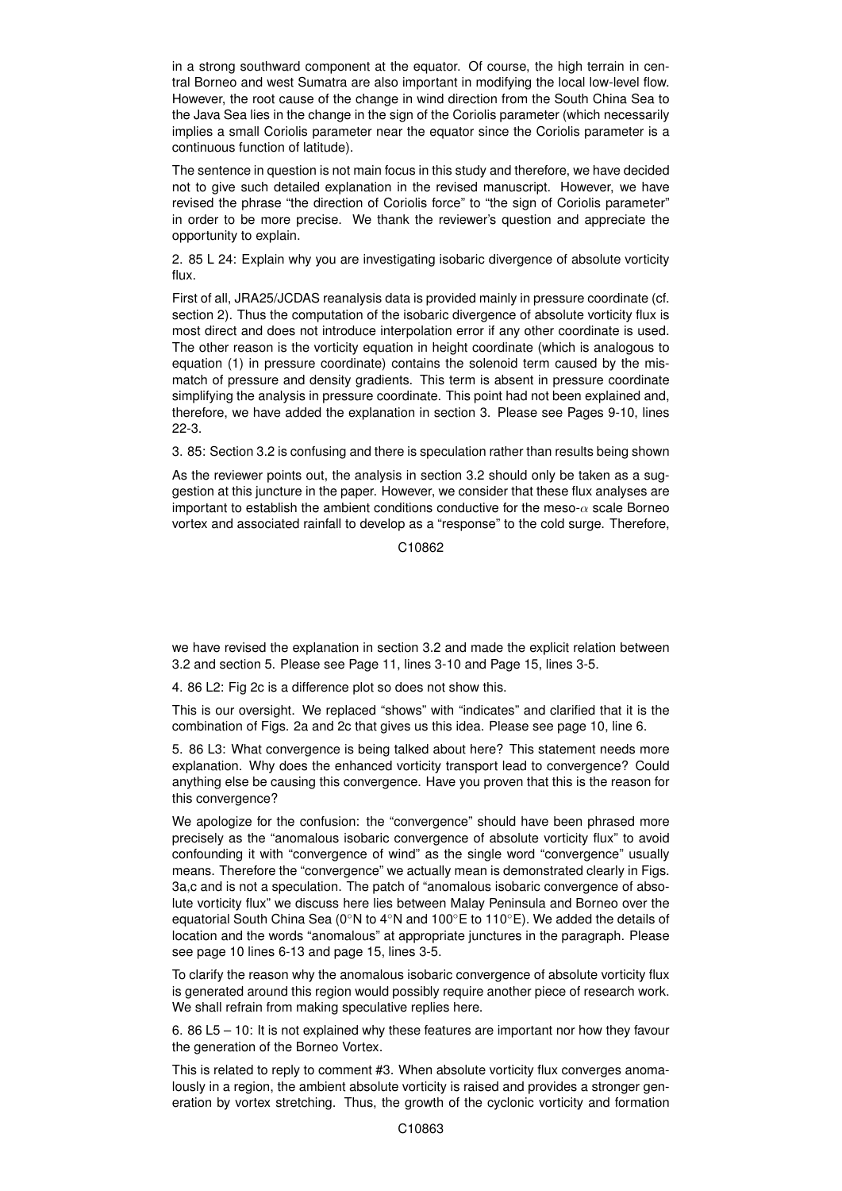in a strong southward component at the equator. Of course, the high terrain in central Borneo and west Sumatra are also important in modifying the local low-level flow. However, the root cause of the change in wind direction from the South China Sea to the Java Sea lies in the change in the sign of the Coriolis parameter (which necessarily implies a small Coriolis parameter near the equator since the Coriolis parameter is a continuous function of latitude).

The sentence in question is not main focus in this study and therefore, we have decided not to give such detailed explanation in the revised manuscript. However, we have revised the phrase "the direction of Coriolis force" to "the sign of Coriolis parameter" in order to be more precise. We thank the reviewer's question and appreciate the opportunity to explain.

2. 85 L 24: Explain why you are investigating isobaric divergence of absolute vorticity flux.

First of all, JRA25/JCDAS reanalysis data is provided mainly in pressure coordinate (cf. section 2). Thus the computation of the isobaric divergence of absolute vorticity flux is most direct and does not introduce interpolation error if any other coordinate is used. The other reason is the vorticity equation in height coordinate (which is analogous to equation (1) in pressure coordinate) contains the solenoid term caused by the mismatch of pressure and density gradients. This term is absent in pressure coordinate simplifying the analysis in pressure coordinate. This point had not been explained and, therefore, we have added the explanation in section 3. Please see Pages 9-10, lines 22-3.

3. 85: Section 3.2 is confusing and there is speculation rather than results being shown

As the reviewer points out, the analysis in section 3.2 should only be taken as a suggestion at this juncture in the paper. However, we consider that these flux analyses are important to establish the ambient conditions conductive for the meso-$\alpha$ scale Borneo vortex and associated rainfall to develop as a "response" to the cold surge. Therefore, we have revised the explanation in section 3.2 and made the explicit relation between 3.2 and section 5. Please see Page 11, lines 3-10 and Page 15, lines 3-5.

4. 86 L2: Fig 2c is a difference plot so does not show this.

This is our oversight. We replaced "shows" with "indicates" and clarified that it is the combination of Figs. 2a and 2c that gives us this idea. Please see page 10, line 6.

5. 86 L3: What convergence is being talked about here? This statement needs more explanation. Why does the enhanced vorticity transport lead to convergence? Could anything else be causing this convergence. Have you proven that this is the reason for this convergence?

We apologize for the confusion: the "convergence" should have been phrased more precisely as the "anomalous isobaric convergence of absolute vorticity flux" to avoid confounding it with "convergence of wind" as the single word "convergence" usually means. Therefore the "convergence" we actually mean is demonstrated clearly in Figs. 3a,c and is not a speculation. The patch of "anomalous isobaric convergence of absolute vorticity flux" we discuss here lies between Malay Peninsula and Borneo over the equatorial South China Sea (0°N to 4°N and 100°E to 110°E). We added the details of location and the words "anomalous" at appropriate junctures in the paragraph. Please see page 10 lines 6-13 and page 15, lines 3-5.

To clarify the reason why the anomalous isobaric convergence of absolute vorticity flux is generated around this region would possibly require another piece of research work. We shall refrain from making speculative replies here.

6. 86 L5 – 10: It is not explained why these features are important nor how they favour the generation of the Borneo Vortex.

This is related to reply to comment #3. When absolute vorticity flux converges anomalously in a region, the ambient absolute vorticity is raised and provides a stronger generation by vortex stretching. Thus, the growth of the cyclonic vorticity and formation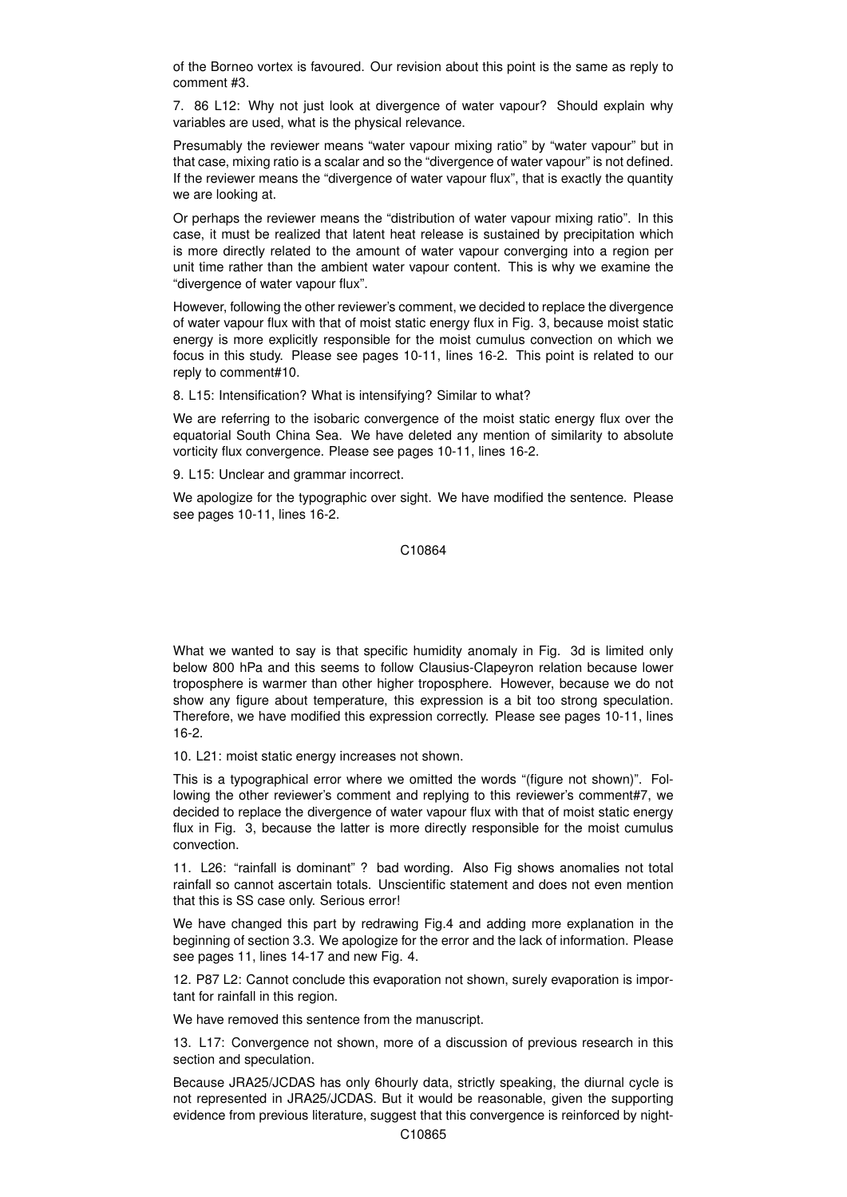of the Borneo vortex is favoured. Our revision about this point is the same as reply to comment #3.

7. 86 L12: Why not just look at divergence of water vapour? Should explain why variables are used, what is the physical relevance.

Presumably the reviewer means "water vapour mixing ratio" by "water vapour" but in that case, mixing ratio is a scalar and so the "divergence of water vapour" is not defined. If the reviewer means the "divergence of water vapour flux", that is exactly the quantity we are looking at.

Or perhaps the reviewer means the "distribution of water vapour mixing ratio". In this case, it must be realized that latent heat release is sustained by precipitation which is more directly related to the amount of water vapour converging into a region per unit time rather than the ambient water vapour content. This is why we examine the "divergence of water vapour flux".

However, following the other reviewer's comment, we decided to replace the divergence of water vapour flux with that of moist static energy flux in Fig. 3, because moist static energy is more explicitly responsible for the moist cumulus convection on which we focus in this study. Please see pages 10-11, lines 16-2. This point is related to our reply to comment#10.

8. L15: Intensification? What is intensifying? Similar to what?

We are referring to the isobaric convergence of the moist static energy flux over the equatorial South China Sea. We have deleted any mention of similarity to absolute vorticity flux convergence. Please see pages 10-11, lines 16-2.

9. L15: Unclear and grammar incorrect.

We apologize for the typographic over sight. We have modified the sentence. Please see pages 10-11, lines 16-2.

What we wanted to say is that specific humidity anomaly in Fig. 3d is limited only below 800 hPa and this seems to follow Clausius-Clapeyron relation because lower troposphere is warmer than other higher troposphere. However, because we do not show any figure about temperature, this expression is a bit too strong speculation. Therefore, we have modified this expression correctly. Please see pages 10-11, lines 16-2.

10. L21: moist static energy increases not shown.

This is a typographical error where we omitted the words "(figure not shown)". Following the other reviewer's comment and replying to this reviewer's comment#7, we decided to replace the divergence of water vapour flux with that of moist static energy flux in Fig. 3, because the latter is more directly responsible for the moist cumulus convection.

11. L26: "rainfall is dominant" ? bad wording. Also Fig shows anomalies not total rainfall so cannot ascertain totals. Unscientific statement and does not even mention that this is SS case only. Serious error!

We have changed this part by redrawing Fig.4 and adding more explanation in the beginning of section 3.3. We apologize for the error and the lack of information. Please see pages 11, lines 14-17 and new Fig. 4.

12. P87 L2: Cannot conclude this evaporation not shown, surely evaporation is important for rainfall in this region.

We have removed this sentence from the manuscript.

13. L17: Convergence not shown, more of a discussion of previous research in this section and speculation.

Because JRA25/JCDAS has only 6hourly data, strictly speaking, the diurnal cycle is not represented in JRA25/JCDAS. But it would be reasonable, given the supporting evidence from previous literature, suggest that this convergence is reinforced by night-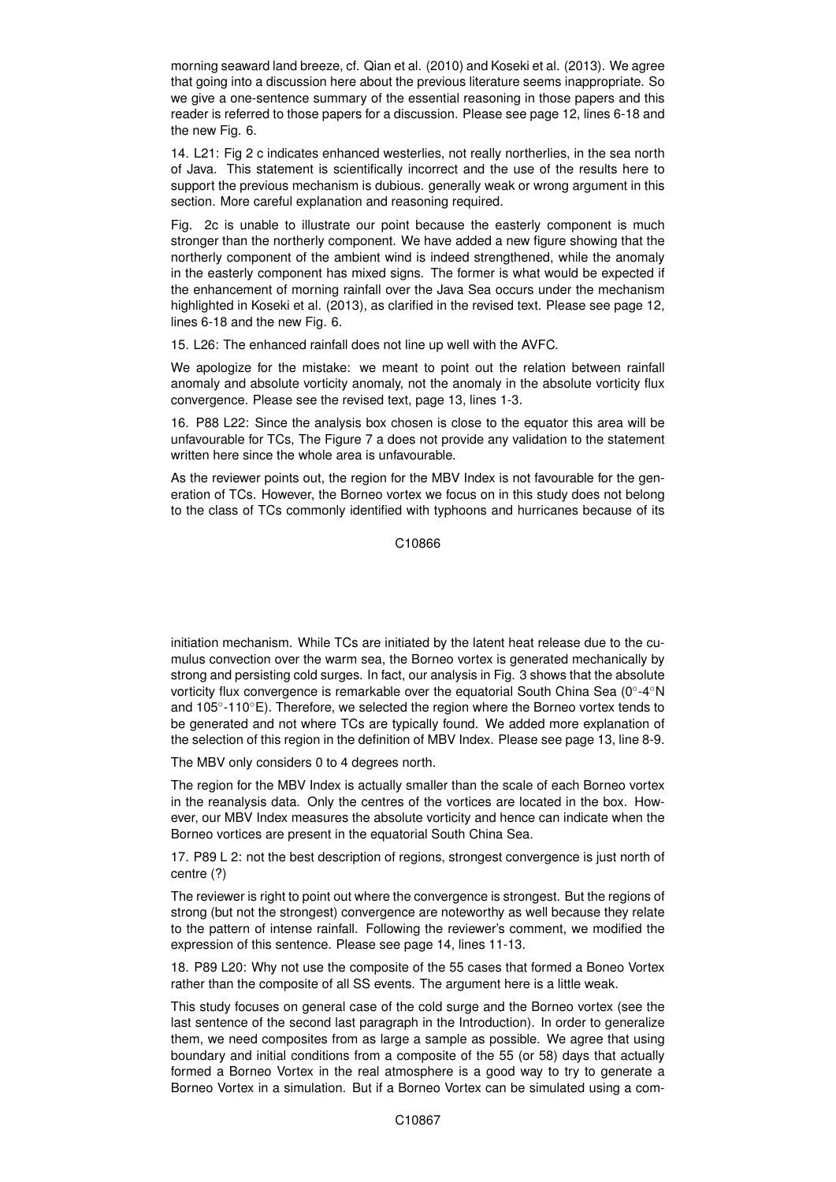morning seaward land breeze, cf. Qian et al. (2010) and Koseki et al. (2013). We agree that going into a discussion here about the previous literature seems inappropriate. So we give a one-sentence summary of the essential reasoning in those papers and this reader is referred to those papers for a discussion. Please see page 12, lines 6-18 and the new Fig. 6.

14. L21: Fig 2 c indicates enhanced westerlies, not really northerlies, in the sea north of Java. This statement is scientifically incorrect and the use of the results here to support the previous mechanism is dubious. generally weak or wrong argument in this section. More careful explanation and reasoning required.

Fig. 2c is unable to illustrate our point because the easterly component is much stronger than the northerly component. We have added a new figure showing that the northerly component of the ambient wind is indeed strengthened, while the anomaly in the easterly component has mixed signs. The former is what would be expected if the enhancement of morning rainfall over the Java Sea occurs under the mechanism highlighted in Koseki et al. (2013), as clarified in the revised text. Please see page 12, lines 6-18 and the new Fig. 6.

15. L26: The enhanced rainfall does not line up well with the AVFC.

We apologize for the mistake: we meant to point out the relation between rainfall anomaly and absolute vorticity anomaly, not the anomaly in the absolute vorticity flux convergence. Please see the revised text, page 13, lines 1-3.

16. P88 L22: Since the analysis box chosen is close to the equator this area will be unfavourable for TCs, The Figure 7 a does not provide any validation to the statement written here since the whole area is unfavourable.

As the reviewer points out, the region for the MBV Index is not favourable for the generation of TCs. However, the Borneo vortex we focus on in this study does not belong to the class of TCs commonly identified with typhoons and hurricanes because of its initiation mechanism. While TCs are initiated by the latent heat release due to the cumulus convection over the warm sea, the Borneo vortex is generated mechanically by strong and persisting cold surges. In fact, our analysis in Fig. 3 shows that the absolute vorticity flux convergence is remarkable over the equatorial South China Sea (0°-4°N and 105°-110°E). Therefore, we selected the region where the Borneo vortex tends to be generated and not where TCs are typically found. We added more explanation of the selection of this region in the definition of MBV Index. Please see page 13, line 8-9.

The MBV only considers 0 to 4 degrees north.

The region for the MBV Index is actually smaller than the scale of each Borneo vortex in the reanalysis data. Only the centres of the vortices are located in the box. However, our MBV Index measures the absolute vorticity and hence can indicate when the Borneo vortices are present in the equatorial South China Sea.

17. P89 L 2: not the best description of regions, strongest convergence is just north of centre (?)

The reviewer is right to point out where the convergence is strongest. But the regions of strong (but not the strongest) convergence are noteworthy as well because they relate to the pattern of intense rainfall. Following the reviewer's comment, we modified the expression of this sentence. Please see page 14, lines 11-13.

18. P89 L20: Why not use the composite of the 55 cases that formed a Boneo Vortex rather than the composite of all SS events. The argument here is a little weak.

This study focuses on general case of the cold surge and the Borneo vortex (see the last sentence of the second last paragraph in the Introduction). In order to generalize them, we need composites from as large a sample as possible. We agree that using boundary and initial conditions from a composite of the 55 (or 58) days that actually formed a Borneo Vortex in the real atmosphere is a good way to try to generate a Borneo Vortex in a simulation. But if a Borneo Vortex can be simulated using a com-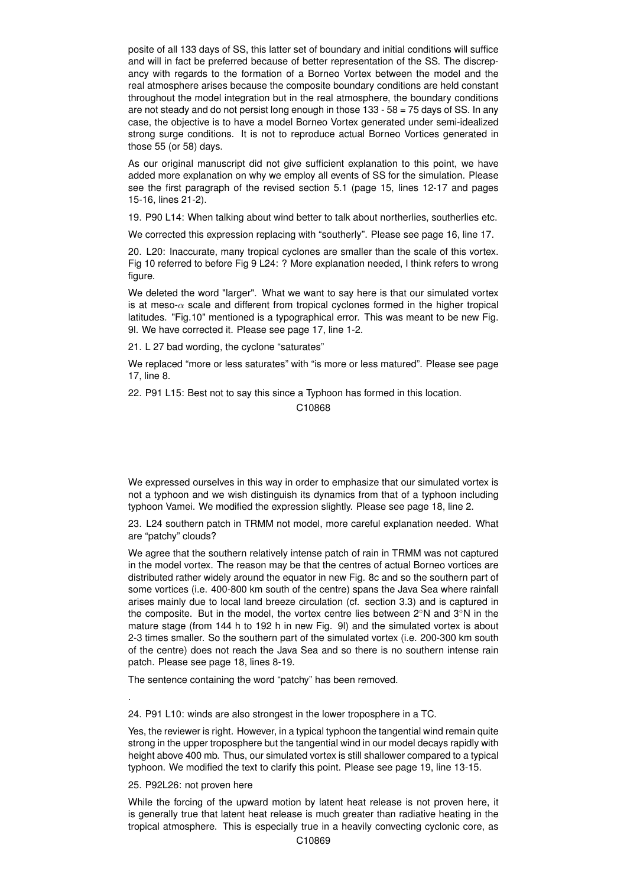posite of all 133 days of SS, this latter set of boundary and initial conditions will suffice and will in fact be preferred because of better representation of the SS. The discrepancy with regards to the formation of a Borneo Vortex between the model and the real atmosphere arises because the composite boundary conditions are held constant throughout the model integration but in the real atmosphere, the boundary conditions are not steady and do not persist long enough in those 133 - 58 = 75 days of SS. In any case, the objective is to have a model Borneo Vortex generated under semi-idealized strong surge conditions. It is not to reproduce actual Borneo Vortices generated in those 55 (or 58) days.

As our original manuscript did not give sufficient explanation to this point, we have added more explanation on why we employ all events of SS for the simulation. Please see the first paragraph of the revised section 5.1 (page 15, lines 12-17 and pages 15-16, lines 21-2).

19. P90 L14: When talking about wind better to talk about northerlies, southerlies etc.

We corrected this expression replacing with "southerly". Please see page 16, line 17.

20. L20: Inaccurate, many tropical cyclones are smaller than the scale of this vortex. Fig 10 referred to before Fig 9 L24: ? More explanation needed, I think refers to wrong figure.

We deleted the word "larger". What we want to say here is that our simulated vortex is at meso-$\alpha$ scale and different from tropical cyclones formed in the higher tropical latitudes. "Fig.10" mentioned is a typographical error. This was meant to be new Fig. 9l. We have corrected it. Please see page 17, line 1-2.

21. L 27 bad wording, the cyclone "saturates"

We replaced "more or less saturates" with "is more or less matured". Please see page 17, line 8.

22. P91 L15: Best not to say this since a Typhoon has formed in this location.

We expressed ourselves in this way in order to emphasize that our simulated vortex is not a typhoon and we wish distinguish its dynamics from that of a typhoon including typhoon Vamei. We modified the expression slightly. Please see page 18, line 2.

23. L24 southern patch in TRMM not model, more careful explanation needed. What are "patchy" clouds?

We agree that the southern relatively intense patch of rain in TRMM was not captured in the model vortex. The reason may be that the centres of actual Borneo vortices are distributed rather widely around the equator in new Fig. 8c and so the southern part of some vortices (i.e. 400-800 km south of the centre) spans the Java Sea where rainfall arises mainly due to local land breeze circulation (cf. section 3.3) and is captured in the composite. But in the model, the vortex centre lies between 2°N and 3°N in the mature stage (from 144 h to 192 h in new Fig. 9l) and the simulated vortex is about 2-3 times smaller. So the southern part of the simulated vortex (i.e. 200-300 km south of the centre) does not reach the Java Sea and so there is no southern intense rain patch. Please see page 18, lines 8-19.

The sentence containing the word "patchy" has been removed.

.

24. P91 L10: winds are also strongest in the lower troposphere in a TC.

Yes, the reviewer is right. However, in a typical typhoon the tangential wind remain quite strong in the upper troposphere but the tangential wind in our model decays rapidly with height above 400 mb. Thus, our simulated vortex is still shallower compared to a typical typhoon. We modified the text to clarify this point. Please see page 19, line 13-15.

25. P92L26: not proven here

While the forcing of the upward motion by latent heat release is not proven here, it is generally true that latent heat release is much greater than radiative heating in the tropical atmosphere. This is especially true in a heavily convecting cyclonic core, as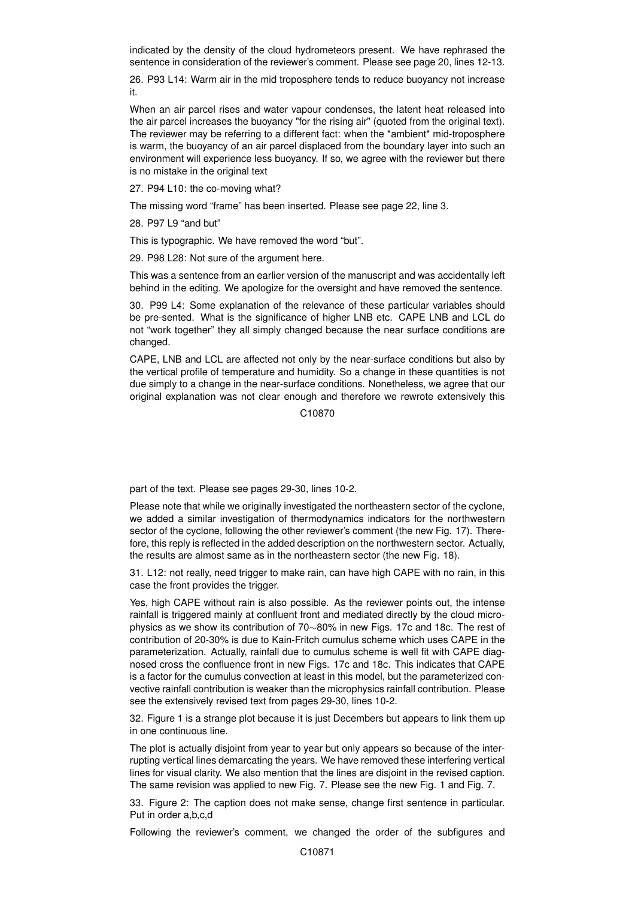indicated by the density of the cloud hydrometeors present. We have rephrased the sentence in consideration of the reviewer's comment. Please see page 20, lines 12-13.

26. P93 L14: Warm air in the mid troposphere tends to reduce buoyancy not increase it.

When an air parcel rises and water vapour condenses, the latent heat released into the air parcel increases the buoyancy "for the rising air" (quoted from the original text). The reviewer may be referring to a different fact: when the *ambient* mid-troposphere is warm, the buoyancy of an air parcel displaced from the boundary layer into such an environment will experience less buoyancy. If so, we agree with the reviewer but there is no mistake in the original text

27. P94 L10: the co-moving what?

The missing word "frame" has been inserted. Please see page 22, line 3.

28. P97 L9 "and but"

This is typographic. We have removed the word "but".

29. P98 L28: Not sure of the argument here.

This was a sentence from an earlier version of the manuscript and was accidentally left behind in the editing. We apologize for the oversight and have removed the sentence.

30. P99 L4: Some explanation of the relevance of these particular variables should be pre-sented. What is the significance of higher LNB etc. CAPE LNB and LCL do not "work together" they all simply changed because the near surface conditions are changed.

CAPE, LNB and LCL are affected not only by the near-surface conditions but also by the vertical profile of temperature and humidity. So a change in these quantities is not due simply to a change in the near-surface conditions. Nonetheless, we agree that our original explanation was not clear enough and therefore we rewrote extensively this part of the text. Please see pages 29-30, lines 10-2.

Please note that while we originally investigated the northeastern sector of the cyclone, we added a similar investigation of thermodynamics indicators for the northwestern sector of the cyclone, following the other reviewer's comment (the new Fig. 17). Therefore, this reply is reflected in the added description on the northwestern sector. Actually, the results are almost same as in the northeastern sector (the new Fig. 18).

31. L12: not really, need trigger to make rain, can have high CAPE with no rain, in this case the front provides the trigger.

Yes, high CAPE without rain is also possible. As the reviewer points out, the intense rainfall is triggered mainly at confluent front and mediated directly by the cloud microphysics as we show its contribution of 70∼80% in new Figs. 17c and 18c. The rest of contribution of 20-30% is due to Kain-Fritch cumulus scheme which uses CAPE in the parameterization. Actually, rainfall due to cumulus scheme is well fit with CAPE diagnosed cross the confluence front in new Figs. 17c and 18c. This indicates that CAPE is a factor for the cumulus convection at least in this model, but the parameterized convective rainfall contribution is weaker than the microphysics rainfall contribution. Please see the extensively revised text from pages 29-30, lines 10-2.

32. Figure 1 is a strange plot because it is just Decembers but appears to link them up in one continuous line.

The plot is actually disjoint from year to year but only appears so because of the interrupting vertical lines demarcating the years. We have removed these interfering vertical lines for visual clarity. We also mention that the lines are disjoint in the revised caption. The same revision was applied to new Fig. 7. Please see the new Fig. 1 and Fig. 7.

33. Figure 2: The caption does not make sense, change first sentence in particular. Put in order a,b,c,d

Following the reviewer's comment, we changed the order of the subfigures and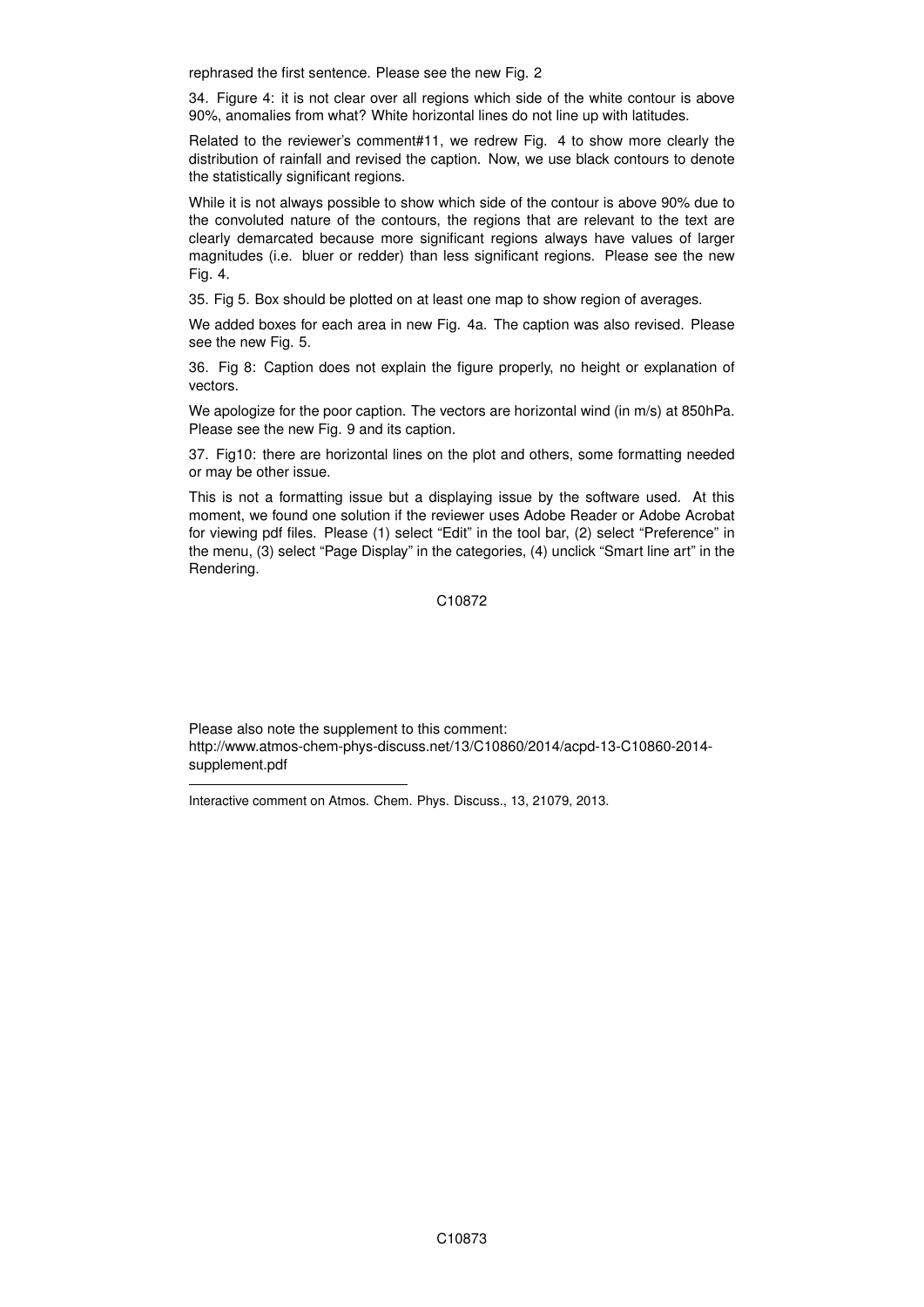rephrased the first sentence. Please see the new Fig. 2

34. Figure 4: it is not clear over all regions which side of the white contour is above 90%, anomalies from what? White horizontal lines do not line up with latitudes.

Related to the reviewer's comment#11, we redrew Fig. 4 to show more clearly the distribution of rainfall and revised the caption. Now, we use black contours to denote the statistically significant regions.

While it is not always possible to show which side of the contour is above 90% due to the convoluted nature of the contours, the regions that are relevant to the text are clearly demarcated because more significant regions always have values of larger magnitudes (i.e. bluer or redder) than less significant regions. Please see the new Fig. 4.

35. Fig 5. Box should be plotted on at least one map to show region of averages.

We added boxes for each area in new Fig. 4a. The caption was also revised. Please see the new Fig. 5.

36. Fig 8: Caption does not explain the figure properly, no height or explanation of vectors.

We apologize for the poor caption. The vectors are horizontal wind (in m/s) at 850hPa. Please see the new Fig. 9 and its caption.

37. Fig10: there are horizontal lines on the plot and others, some formatting needed or may be other issue.

This is not a formatting issue but a displaying issue by the software used. At this moment, we found one solution if the reviewer uses Adobe Reader or Adobe Acrobat for viewing pdf files. Please (1) select "Edit" in the tool bar, (2) select "Preference" in the menu, (3) select "Page Display" in the categories, (4) unclick "Smart line art" in the Rendering.

Please also note the supplement to this comment:
http://www.atmos-chem-phys-discuss.net/13/C10860/2014/acpd-13-C10860-2014-supplement.pdf

Interactive comment on Atmos. Chem. Phys. Discuss., 13, 21079, 2013.